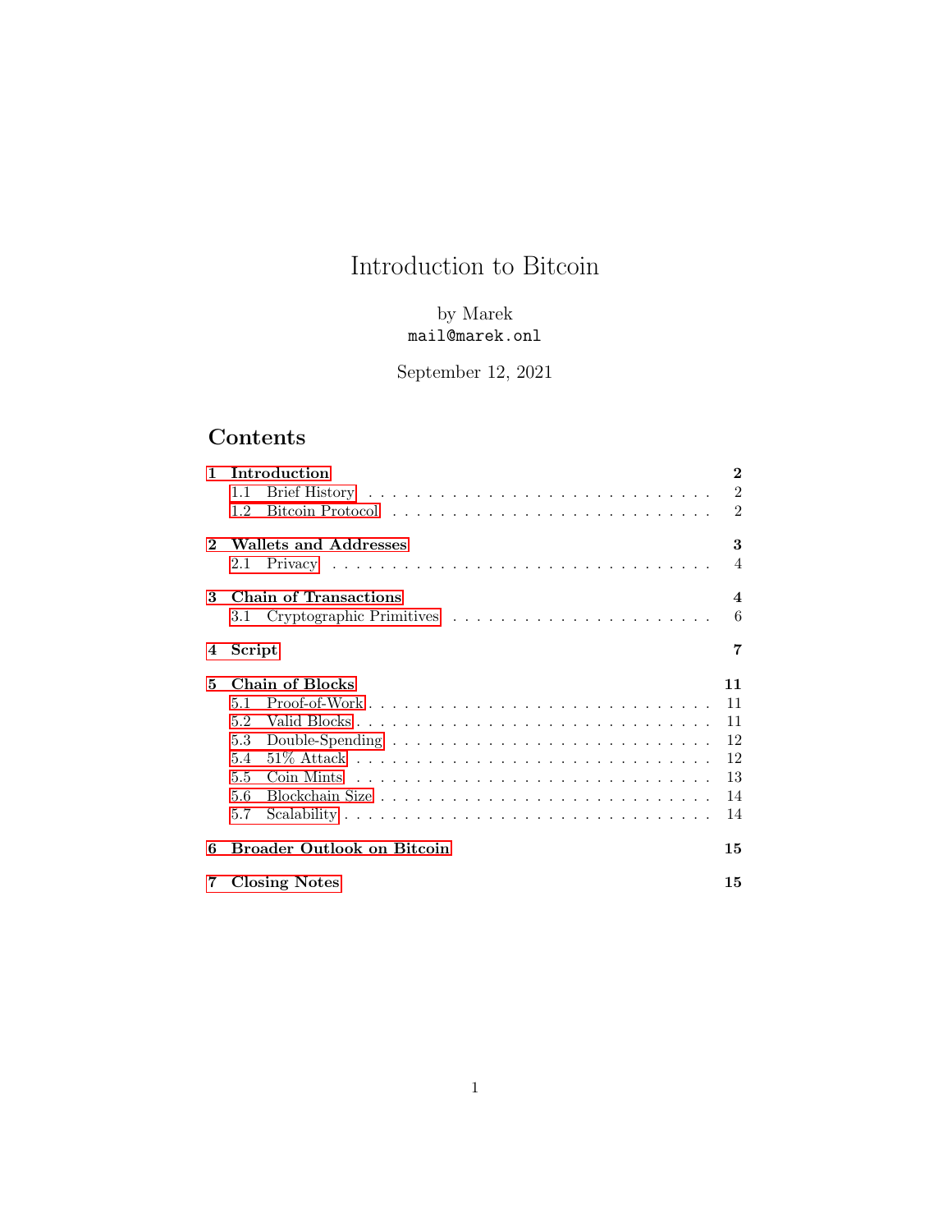# Introduction to Bitcoin

by Marek
mail@marek.onl

September 12, 2021

## Contents

- **1 Introduction** — **2**
  - 1.1 Brief History — 2
  - 1.2 Bitcoin Protocol — 2
- **2 Wallets and Addresses** — **3**
  - 2.1 Privacy — 4
- **3 Chain of Transactions** — **4**
  - 3.1 Cryptographic Primitives — 6
- **4 Script** — **7**
- **5 Chain of Blocks** — **11**
  - 5.1 Proof-of-Work — 11
  - 5.2 Valid Blocks — 11
  - 5.3 Double-Spending — 12
  - 5.4 51% Attack — 12
  - 5.5 Coin Mints — 13
  - 5.6 Blockchain Size — 14
  - 5.7 Scalability — 14
- **6 Broader Outlook on Bitcoin** — **15**
- **7 Closing Notes** — **15**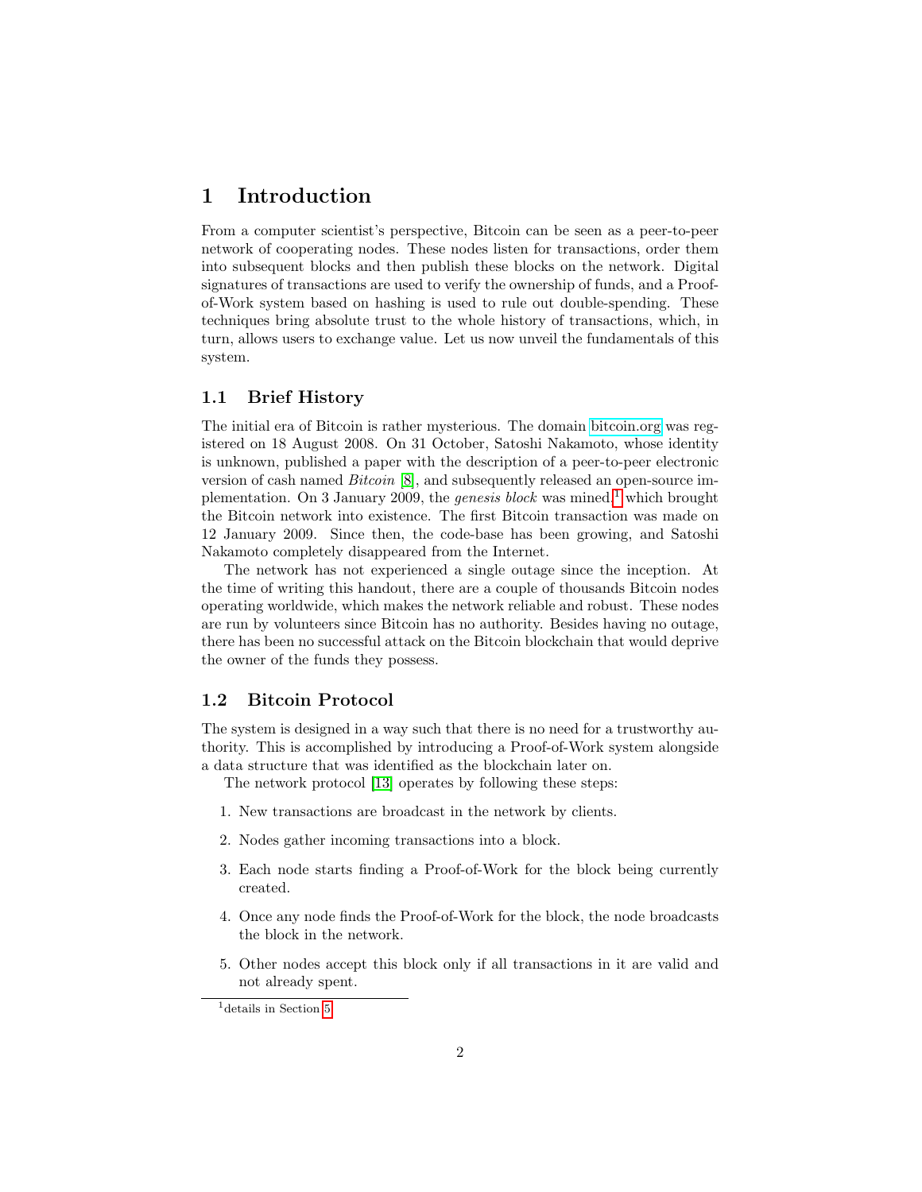# 1 Introduction

From a computer scientist's perspective, Bitcoin can be seen as a peer-to-peer network of cooperating nodes. These nodes listen for transactions, order them into subsequent blocks and then publish these blocks on the network. Digital signatures of transactions are used to verify the ownership of funds, and a Proof-of-Work system based on hashing is used to rule out double-spending. These techniques bring absolute trust to the whole history of transactions, which, in turn, allows users to exchange value. Let us now unveil the fundamentals of this system.

## 1.1 Brief History

The initial era of Bitcoin is rather mysterious. The domain bitcoin.org was registered on 18 August 2008. On 31 October, Satoshi Nakamoto, whose identity is unknown, published a paper with the description of a peer-to-peer electronic version of cash named *Bitcoin* [8], and subsequently released an open-source implementation. On 3 January 2009, the *genesis block* was mined,[1] which brought the Bitcoin network into existence. The first Bitcoin transaction was made on 12 January 2009. Since then, the code-base has been growing, and Satoshi Nakamoto completely disappeared from the Internet.

The network has not experienced a single outage since the inception. At the time of writing this handout, there are a couple of thousands Bitcoin nodes operating worldwide, which makes the network reliable and robust. These nodes are run by volunteers since Bitcoin has no authority. Besides having no outage, there has been no successful attack on the Bitcoin blockchain that would deprive the owner of the funds they possess.

## 1.2 Bitcoin Protocol

The system is designed in a way such that there is no need for a trustworthy authority. This is accomplished by introducing a Proof-of-Work system alongside a data structure that was identified as the blockchain later on.

The network protocol [13] operates by following these steps:

1. New transactions are broadcast in the network by clients.
2. Nodes gather incoming transactions into a block.
3. Each node starts finding a Proof-of-Work for the block being currently created.
4. Once any node finds the Proof-of-Work for the block, the node broadcasts the block in the network.
5. Other nodes accept this block only if all transactions in it are valid and not already spent.

[1] details in Section 5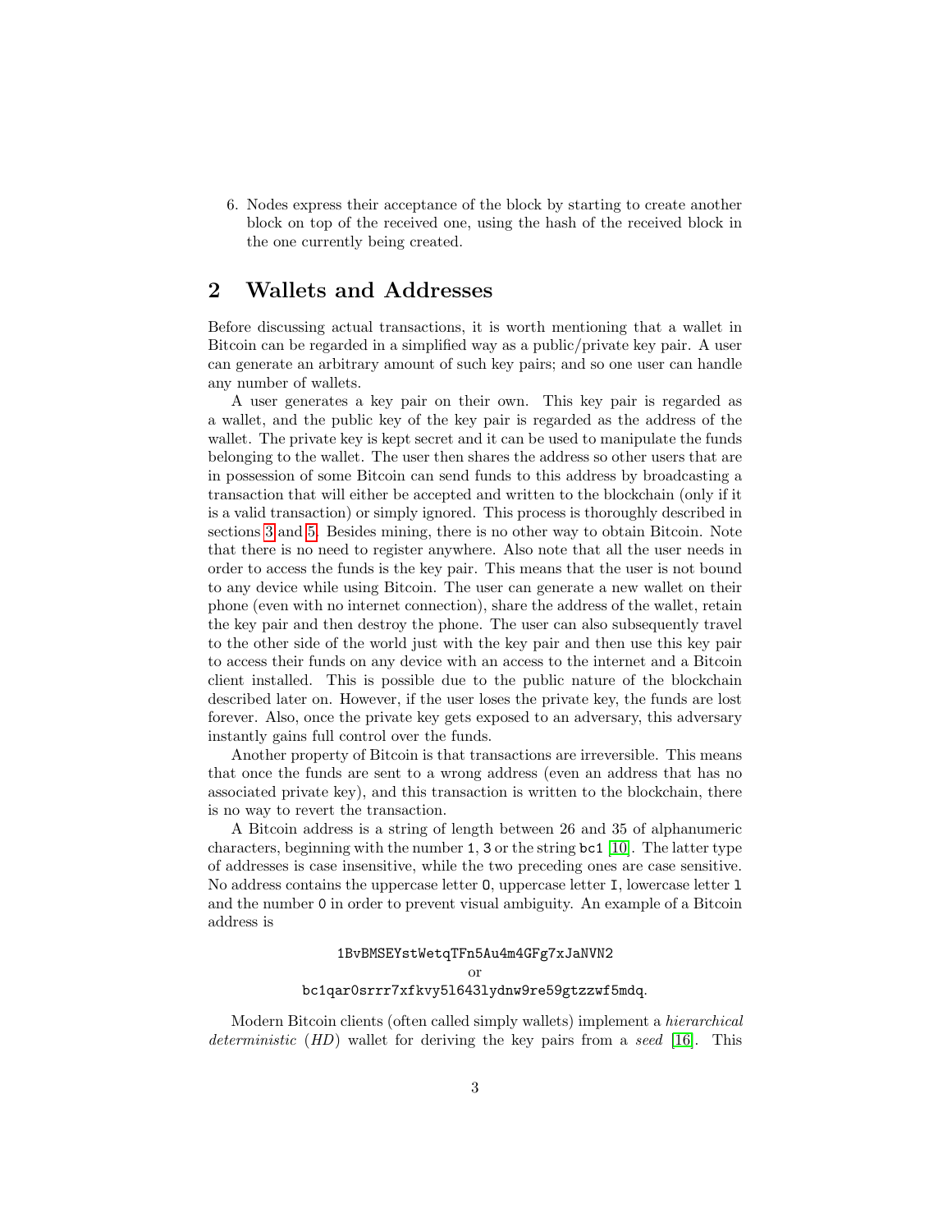6. Nodes express their acceptance of the block by starting to create another block on top of the received one, using the hash of the received block in the one currently being created.

## 2 Wallets and Addresses

Before discussing actual transactions, it is worth mentioning that a wallet in Bitcoin can be regarded in a simplified way as a public/private key pair. A user can generate an arbitrary amount of such key pairs; and so one user can handle any number of wallets.

A user generates a key pair on their own. This key pair is regarded as a wallet, and the public key of the key pair is regarded as the address of the wallet. The private key is kept secret and it can be used to manipulate the funds belonging to the wallet. The user then shares the address so other users that are in possession of some Bitcoin can send funds to this address by broadcasting a transaction that will either be accepted and written to the blockchain (only if it is a valid transaction) or simply ignored. This process is thoroughly described in sections 3 and 5. Besides mining, there is no other way to obtain Bitcoin. Note that there is no need to register anywhere. Also note that all the user needs in order to access the funds is the key pair. This means that the user is not bound to any device while using Bitcoin. The user can generate a new wallet on their phone (even with no internet connection), share the address of the wallet, retain the key pair and then destroy the phone. The user can also subsequently travel to the other side of the world just with the key pair and then use this key pair to access their funds on any device with an access to the internet and a Bitcoin client installed. This is possible due to the public nature of the blockchain described later on. However, if the user loses the private key, the funds are lost forever. Also, once the private key gets exposed to an adversary, this adversary instantly gains full control over the funds.

Another property of Bitcoin is that transactions are irreversible. This means that once the funds are sent to a wrong address (even an address that has no associated private key), and this transaction is written to the blockchain, there is no way to revert the transaction.

A Bitcoin address is a string of length between 26 and 35 of alphanumeric characters, beginning with the number `1`, `3` or the string `bc1` [10]. The latter type of addresses is case insensitive, while the two preceding ones are case sensitive. No address contains the uppercase letter `O`, uppercase letter `I`, lowercase letter `l` and the number `0` in order to prevent visual ambiguity. An example of a Bitcoin address is

`1BvBMSEYstWetqTFn5Au4m4GFg7xJaNVN2`

or

`bc1qar0srrr7xfkvy5l643lydnw9re59gtzzwf5mdq`.

Modern Bitcoin clients (often called simply wallets) implement a *hierarchical deterministic* (*HD*) wallet for deriving the key pairs from a *seed* [16]. This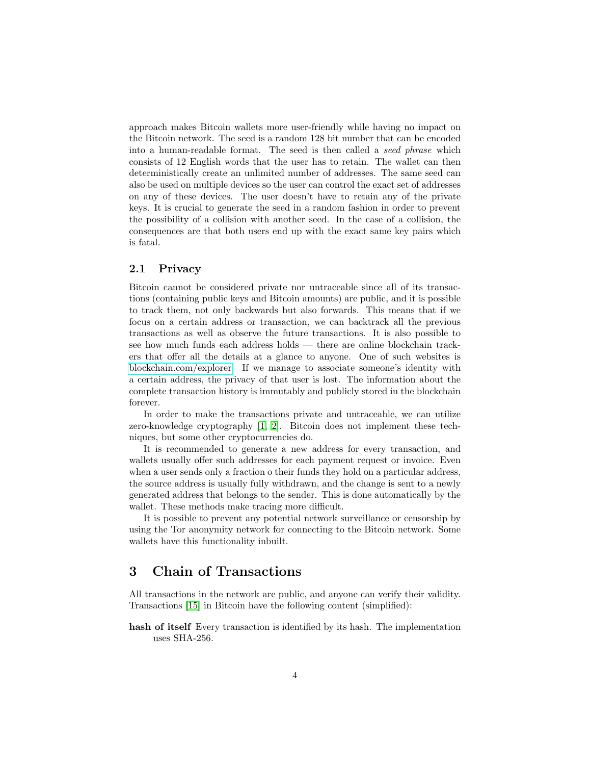approach makes Bitcoin wallets more user-friendly while having no impact on the Bitcoin network. The seed is a random 128 bit number that can be encoded into a human-readable format. The seed is then called a *seed phrase* which consists of 12 English words that the user has to retain. The wallet can then deterministically create an unlimited number of addresses. The same seed can also be used on multiple devices so the user can control the exact set of addresses on any of these devices. The user doesn't have to retain any of the private keys. It is crucial to generate the seed in a random fashion in order to prevent the possibility of a collision with another seed. In the case of a collision, the consequences are that both users end up with the exact same key pairs which is fatal.

### 2.1 Privacy

Bitcoin cannot be considered private nor untraceable since all of its transactions (containing public keys and Bitcoin amounts) are public, and it is possible to track them, not only backwards but also forwards. This means that if we focus on a certain address or transaction, we can backtrack all the previous transactions as well as observe the future transactions. It is also possible to see how much funds each address holds — there are online blockchain trackers that offer all the details at a glance to anyone. One of such websites is blockchain.com/explorer. If we manage to associate someone's identity with a certain address, the privacy of that user is lost. The information about the complete transaction history is immutably and publicly stored in the blockchain forever.

In order to make the transactions private and untraceable, we can utilize zero-knowledge cryptography [1, 2]. Bitcoin does not implement these techniques, but some other cryptocurrencies do.

It is recommended to generate a new address for every transaction, and wallets usually offer such addresses for each payment request or invoice. Even when a user sends only a fraction o their funds they hold on a particular address, the source address is usually fully withdrawn, and the change is sent to a newly generated address that belongs to the sender. This is done automatically by the wallet. These methods make tracing more difficult.

It is possible to prevent any potential network surveillance or censorship by using the Tor anonymity network for connecting to the Bitcoin network. Some wallets have this functionality inbuilt.

## 3 Chain of Transactions

All transactions in the network are public, and anyone can verify their validity. Transactions [15] in Bitcoin have the following content (simplified):

**hash of itself** Every transaction is identified by its hash. The implementation uses SHA-256.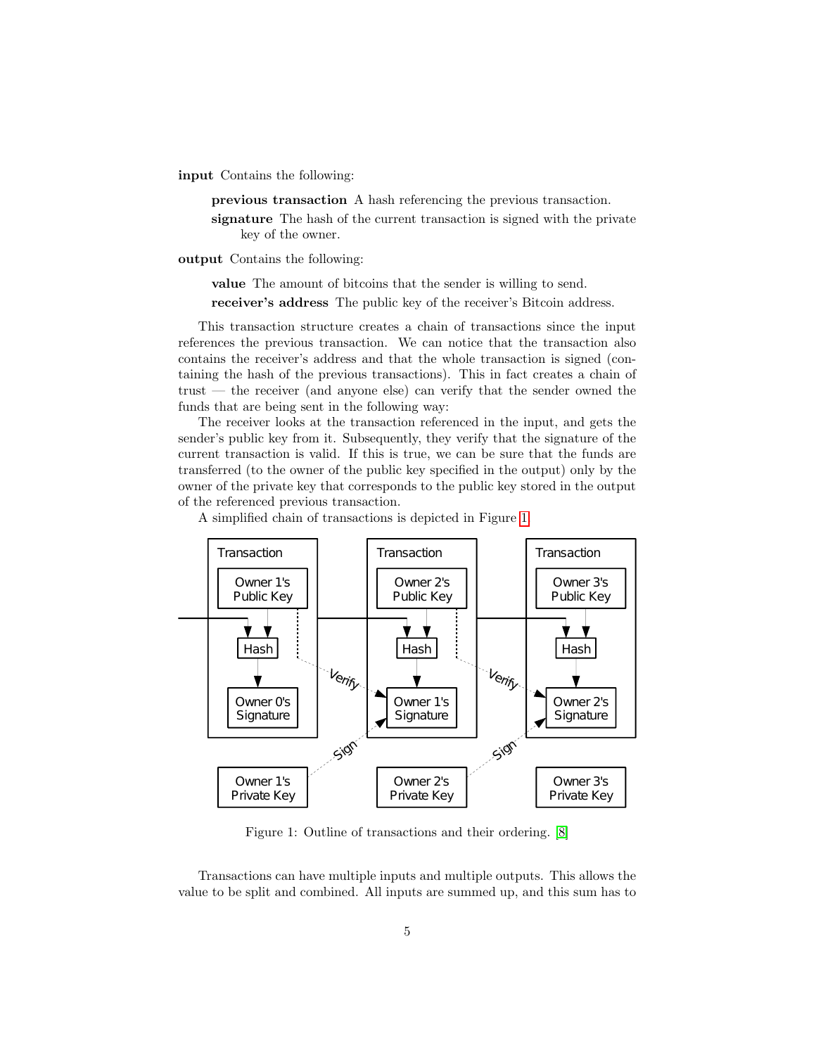**input** Contains the following:

> **previous transaction** A hash referencing the previous transaction.
>
> **signature** The hash of the current transaction is signed with the private key of the owner.

**output** Contains the following:

> **value** The amount of bitcoins that the sender is willing to send.
>
> **receiver's address** The public key of the receiver's Bitcoin address.

This transaction structure creates a chain of transactions since the input references the previous transaction. We can notice that the transaction also contains the receiver's address and that the whole transaction is signed (containing the hash of the previous transactions). This in fact creates a chain of trust — the receiver (and anyone else) can verify that the sender owned the funds that are being sent in the following way:

The receiver looks at the transaction referenced in the input, and gets the sender's public key from it. Subsequently, they verify that the signature of the current transaction is valid. If this is true, we can be sure that the funds are transferred (to the owner of the public key specified in the output) only by the owner of the private key that corresponds to the public key stored in the output of the referenced previous transaction.

A simplified chain of transactions is depicted in Figure 1.

Figure 1: Outline of transactions and their ordering. [8]

Transactions can have multiple inputs and multiple outputs. This allows the value to be split and combined. All inputs are summed up, and this sum has to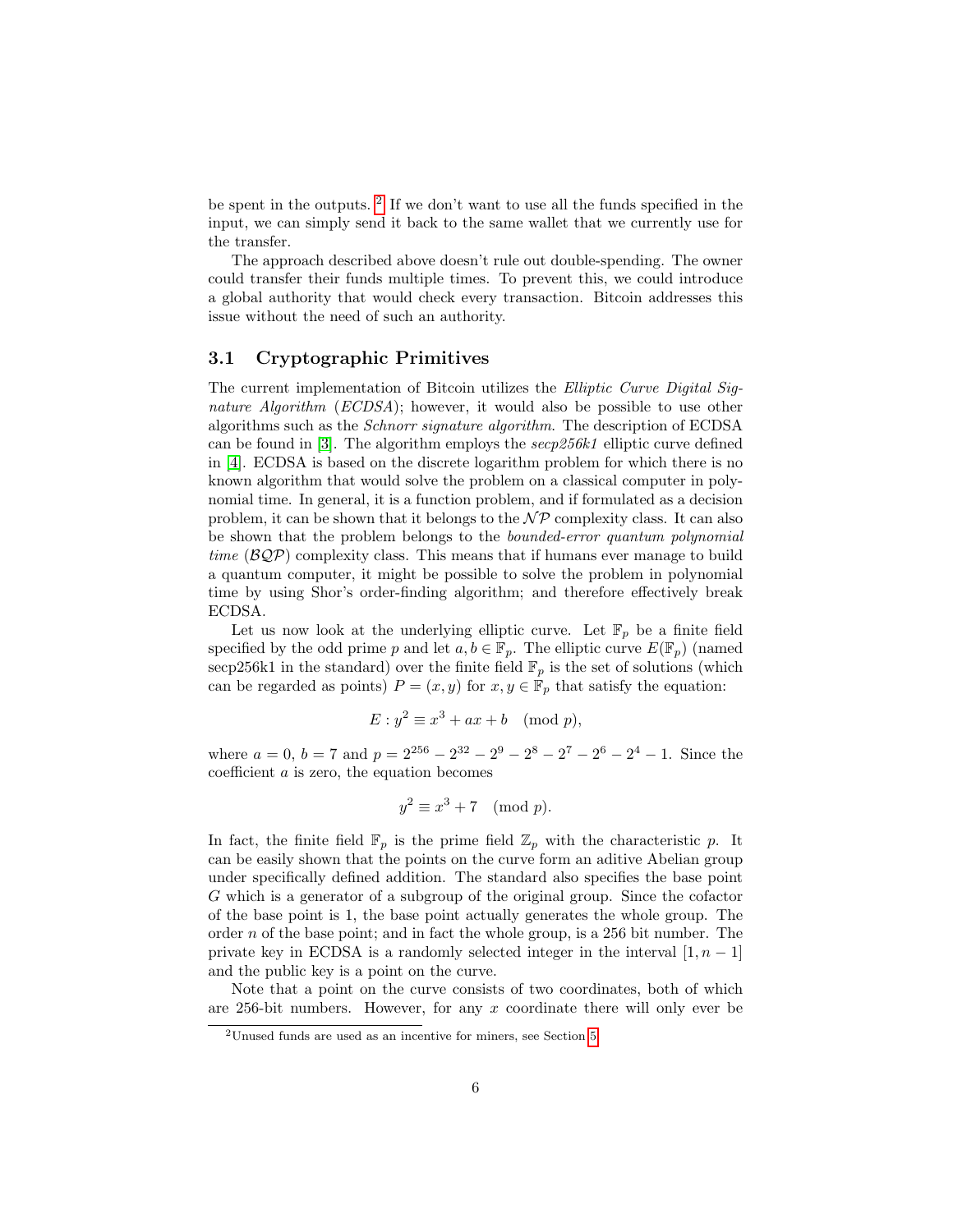be spent in the outputs. [2] If we don't want to use all the funds specified in the input, we can simply send it back to the same wallet that we currently use for the transfer.

The approach described above doesn't rule out double-spending. The owner could transfer their funds multiple times. To prevent this, we could introduce a global authority that would check every transaction. Bitcoin addresses this issue without the need of such an authority.

### 3.1 Cryptographic Primitives

The current implementation of Bitcoin utilizes the *Elliptic Curve Digital Signature Algorithm* (*ECDSA*); however, it would also be possible to use other algorithms such as the *Schnorr signature algorithm*. The description of ECDSA can be found in [3]. The algorithm employs the *secp256k1* elliptic curve defined in [4]. ECDSA is based on the discrete logarithm problem for which there is no known algorithm that would solve the problem on a classical computer in polynomial time. In general, it is a function problem, and if formulated as a decision problem, it can be shown that it belongs to the $\mathcal{NP}$ complexity class. It can also be shown that the problem belongs to the *bounded-error quantum polynomial time* ($\mathcal{BQP}$) complexity class. This means that if humans ever manage to build a quantum computer, it might be possible to solve the problem in polynomial time by using Shor's order-finding algorithm; and therefore effectively break ECDSA.

Let us now look at the underlying elliptic curve. Let $\mathbb{F}_p$ be a finite field specified by the odd prime $p$ and let $a, b \in \mathbb{F}_p$. The elliptic curve $E(\mathbb{F}_p)$ (named secp256k1 in the standard) over the finite field $\mathbb{F}_p$ is the set of solutions (which can be regarded as points) $P = (x, y)$ for $x, y \in \mathbb{F}_p$ that satisfy the equation:

$$E : y^2 \equiv x^3 + ax + b \pmod{p},$$

where $a = 0$, $b = 7$ and $p = 2^{256} - 2^{32} - 2^9 - 2^8 - 2^7 - 2^6 - 2^4 - 1$. Since the coefficient $a$ is zero, the equation becomes

$$y^2 \equiv x^3 + 7 \pmod{p}.$$

In fact, the finite field $\mathbb{F}_p$ is the prime field $\mathbb{Z}_p$ with the characteristic $p$. It can be easily shown that the points on the curve form an aditive Abelian group under specifically defined addition. The standard also specifies the base point $G$ which is a generator of a subgroup of the original group. Since the cofactor of the base point is 1, the base point actually generates the whole group. The order $n$ of the base point; and in fact the whole group, is a 256 bit number. The private key in ECDSA is a randomly selected integer in the interval $[1, n-1]$ and the public key is a point on the curve.

Note that a point on the curve consists of two coordinates, both of which are 256-bit numbers. However, for any $x$ coordinate there will only ever be

[2] Unused funds are used as an incentive for miners, see Section 5.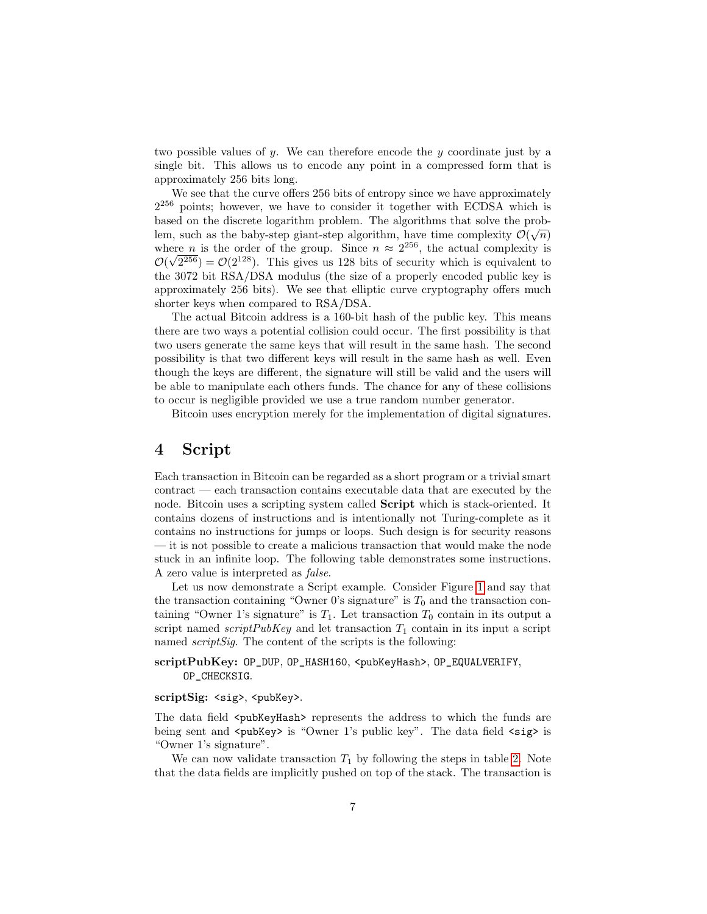two possible values of $y$. We can therefore encode the $y$ coordinate just by a single bit. This allows us to encode any point in a compressed form that is approximately 256 bits long.

We see that the curve offers 256 bits of entropy since we have approximately $2^{256}$ points; however, we have to consider it together with ECDSA which is based on the discrete logarithm problem. The algorithms that solve the problem, such as the baby-step giant-step algorithm, have time complexity $\mathcal{O}(\sqrt{n})$ where $n$ is the order of the group. Since $n \approx 2^{256}$, the actual complexity is $\mathcal{O}(\sqrt{2^{256}}) = \mathcal{O}(2^{128})$. This gives us 128 bits of security which is equivalent to the 3072 bit RSA/DSA modulus (the size of a properly encoded public key is approximately 256 bits). We see that elliptic curve cryptography offers much shorter keys when compared to RSA/DSA.

The actual Bitcoin address is a 160-bit hash of the public key. This means there are two ways a potential collision could occur. The first possibility is that two users generate the same keys that will result in the same hash. The second possibility is that two different keys will result in the same hash as well. Even though the keys are different, the signature will still be valid and the users will be able to manipulate each others funds. The chance for any of these collisions to occur is negligible provided we use a true random number generator.

Bitcoin uses encryption merely for the implementation of digital signatures.

# 4 Script

Each transaction in Bitcoin can be regarded as a short program or a trivial smart contract — each transaction contains executable data that are executed by the node. Bitcoin uses a scripting system called **Script** which is stack-oriented. It contains dozens of instructions and is intentionally not Turing-complete as it contains no instructions for jumps or loops. Such design is for security reasons — it is not possible to create a malicious transaction that would make the node stuck in an infinite loop. The following table demonstrates some instructions. A zero value is interpreted as *false*.

Let us now demonstrate a Script example. Consider Figure 1 and say that the transaction containing "Owner 0's signature" is $T_0$ and the transaction containing "Owner 1's signature" is $T_1$. Let transaction $T_0$ contain in its output a script named *scriptPubKey* and let transaction $T_1$ contain in its input a script named *scriptSig*. The content of the scripts is the following:

**scriptPubKey:** `OP_DUP`, `OP_HASH160`, `<pubKeyHash>`, `OP_EQUALVERIFY`, `OP_CHECKSIG`.

**scriptSig:** `<sig>`, `<pubKey>`.

The data field `<pubKeyHash>` represents the address to which the funds are being sent and `<pubKey>` is "Owner 1's public key". The data field `<sig>` is "Owner 1's signature".

We can now validate transaction $T_1$ by following the steps in table 2. Note that the data fields are implicitly pushed on top of the stack. The transaction is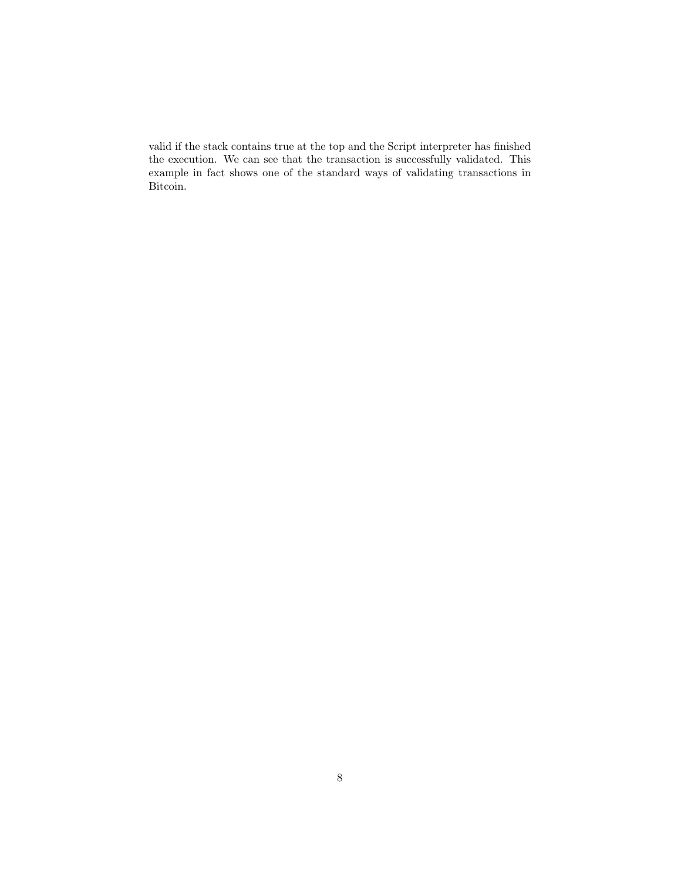valid if the stack contains true at the top and the Script interpreter has finished the execution. We can see that the transaction is successfully validated. This example in fact shows one of the standard ways of validating transactions in Bitcoin.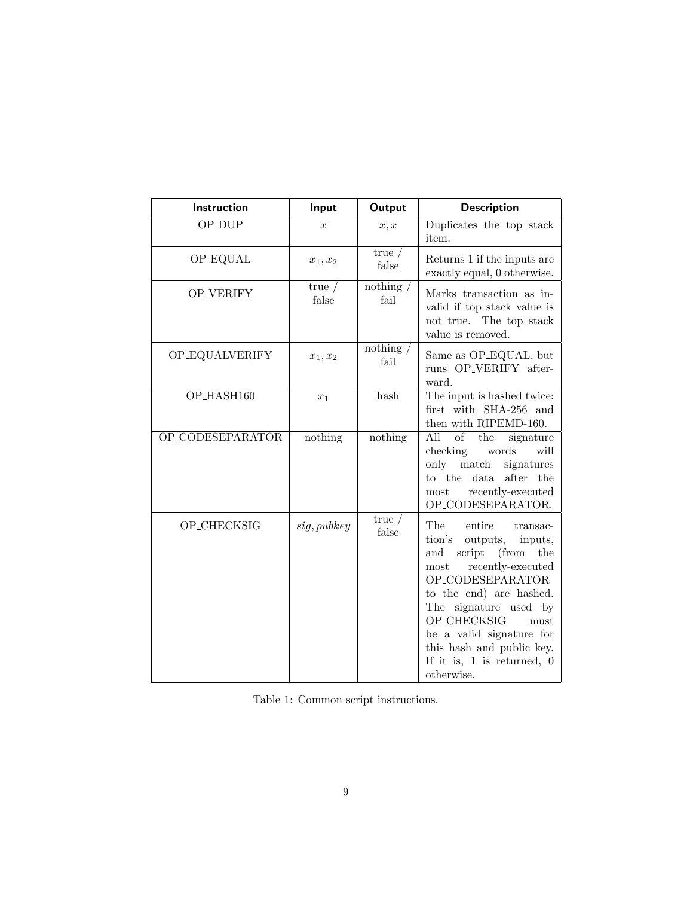| **Instruction** | **Input** | **Output** | **Description** |
| --- | --- | --- | --- |
| OP_DUP | $x$ | $x, x$ | Duplicates the top stack item. |
| OP_EQUAL | $x_1, x_2$ | true / false | Returns 1 if the inputs are exactly equal, 0 otherwise. |
| OP_VERIFY | true / false | nothing / fail | Marks transaction as invalid if top stack value is not true. The top stack value is removed. |
| OP_EQUALVERIFY | $x_1, x_2$ | nothing / fail | Same as OP_EQUAL, but runs OP_VERIFY afterward. |
| OP_HASH160 | $x_1$ | hash | The input is hashed twice: first with SHA-256 and then with RIPEMD-160. |
| OP_CODESEPARATOR | nothing | nothing | All of the signature checking words will only match signatures to the data after the most recently-executed OP_CODESEPARATOR. |
| OP_CHECKSIG | $sig, pubkey$ | true / false | The entire transaction's outputs, inputs, and script (from the most recently-executed OP_CODESEPARATOR to the end) are hashed. The signature used by OP_CHECKSIG must be a valid signature for this hash and public key. If it is, 1 is returned, 0 otherwise. |

Table 1: Common script instructions.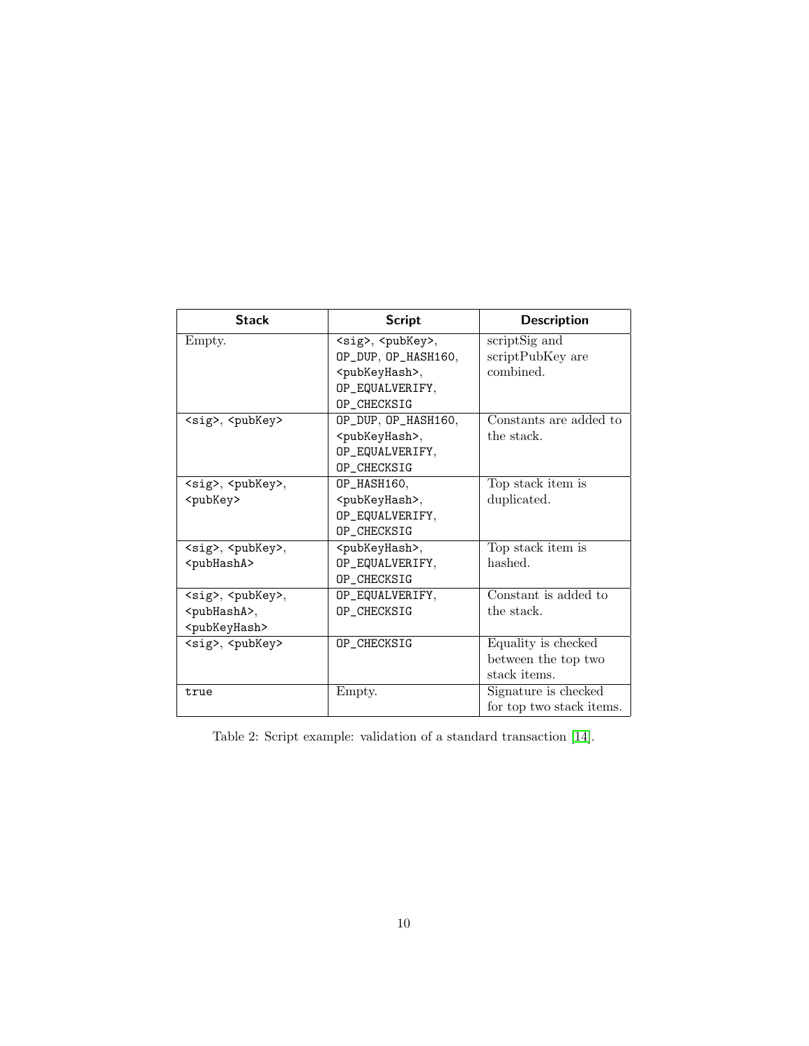| Stack | Script | Description |
|---|---|---|
| Empty. | `<sig>`, `<pubKey>`, `OP_DUP`, `OP_HASH160`, `<pubKeyHash>`, `OP_EQUALVERIFY`, `OP_CHECKSIG` | scriptSig and scriptPubKey are combined. |
| `<sig>`, `<pubKey>` | `OP_DUP`, `OP_HASH160`, `<pubKeyHash>`, `OP_EQUALVERIFY`, `OP_CHECKSIG` | Constants are added to the stack. |
| `<sig>`, `<pubKey>`, `<pubKey>` | `OP_HASH160`, `<pubKeyHash>`, `OP_EQUALVERIFY`, `OP_CHECKSIG` | Top stack item is duplicated. |
| `<sig>`, `<pubKey>`, `<pubHashA>` | `<pubKeyHash>`, `OP_EQUALVERIFY`, `OP_CHECKSIG` | Top stack item is hashed. |
| `<sig>`, `<pubKey>`, `<pubHashA>`, `<pubKeyHash>` | `OP_EQUALVERIFY`, `OP_CHECKSIG` | Constant is added to the stack. |
| `<sig>`, `<pubKey>` | `OP_CHECKSIG` | Equality is checked between the top two stack items. |
| `true` | Empty. | Signature is checked for top two stack items. |

Table 2: Script example: validation of a standard transaction [14].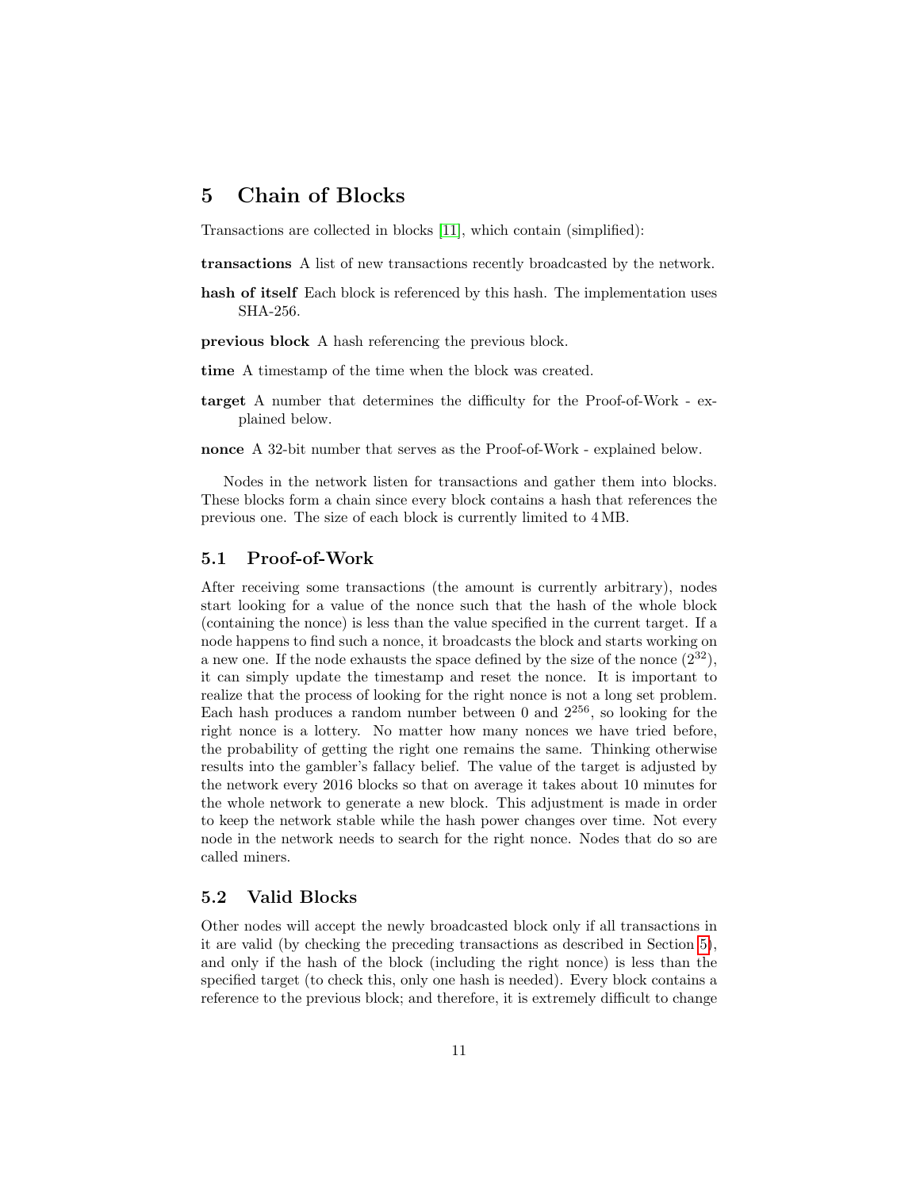# 5 Chain of Blocks

Transactions are collected in blocks [11], which contain (simplified):

**transactions** A list of new transactions recently broadcasted by the network.

**hash of itself** Each block is referenced by this hash. The implementation uses SHA-256.

**previous block** A hash referencing the previous block.

**time** A timestamp of the time when the block was created.

**target** A number that determines the difficulty for the Proof-of-Work - explained below.

**nonce** A 32-bit number that serves as the Proof-of-Work - explained below.

Nodes in the network listen for transactions and gather them into blocks. These blocks form a chain since every block contains a hash that references the previous one. The size of each block is currently limited to 4 MB.

## 5.1 Proof-of-Work

After receiving some transactions (the amount is currently arbitrary), nodes start looking for a value of the nonce such that the hash of the whole block (containing the nonce) is less than the value specified in the current target. If a node happens to find such a nonce, it broadcasts the block and starts working on a new one. If the node exhausts the space defined by the size of the nonce ($2^{32}$), it can simply update the timestamp and reset the nonce. It is important to realize that the process of looking for the right nonce is not a long set problem. Each hash produces a random number between 0 and $2^{256}$, so looking for the right nonce is a lottery. No matter how many nonces we have tried before, the probability of getting the right one remains the same. Thinking otherwise results into the gambler's fallacy belief. The value of the target is adjusted by the network every 2016 blocks so that on average it takes about 10 minutes for the whole network to generate a new block. This adjustment is made in order to keep the network stable while the hash power changes over time. Not every node in the network needs to search for the right nonce. Nodes that do so are called miners.

## 5.2 Valid Blocks

Other nodes will accept the newly broadcasted block only if all transactions in it are valid (by checking the preceding transactions as described in Section 5), and only if the hash of the block (including the right nonce) is less than the specified target (to check this, only one hash is needed). Every block contains a reference to the previous block; and therefore, it is extremely difficult to change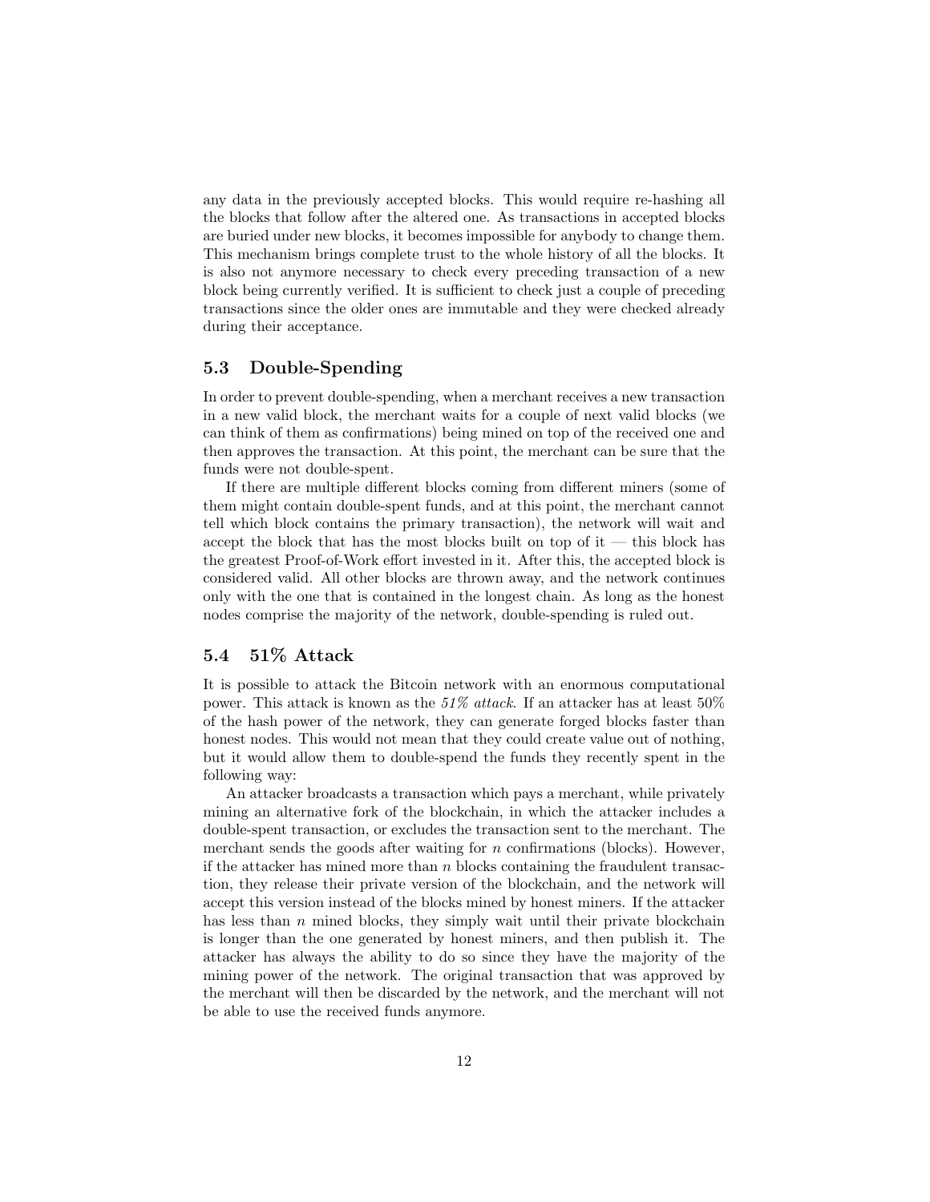any data in the previously accepted blocks. This would require re-hashing all the blocks that follow after the altered one. As transactions in accepted blocks are buried under new blocks, it becomes impossible for anybody to change them. This mechanism brings complete trust to the whole history of all the blocks. It is also not anymore necessary to check every preceding transaction of a new block being currently verified. It is sufficient to check just a couple of preceding transactions since the older ones are immutable and they were checked already during their acceptance.

### 5.3 Double-Spending

In order to prevent double-spending, when a merchant receives a new transaction in a new valid block, the merchant waits for a couple of next valid blocks (we can think of them as confirmations) being mined on top of the received one and then approves the transaction. At this point, the merchant can be sure that the funds were not double-spent.

If there are multiple different blocks coming from different miners (some of them might contain double-spent funds, and at this point, the merchant cannot tell which block contains the primary transaction), the network will wait and accept the block that has the most blocks built on top of it — this block has the greatest Proof-of-Work effort invested in it. After this, the accepted block is considered valid. All other blocks are thrown away, and the network continues only with the one that is contained in the longest chain. As long as the honest nodes comprise the majority of the network, double-spending is ruled out.

### 5.4 51% Attack

It is possible to attack the Bitcoin network with an enormous computational power. This attack is known as the *51% attack*. If an attacker has at least 50% of the hash power of the network, they can generate forged blocks faster than honest nodes. This would not mean that they could create value out of nothing, but it would allow them to double-spend the funds they recently spent in the following way:

An attacker broadcasts a transaction which pays a merchant, while privately mining an alternative fork of the blockchain, in which the attacker includes a double-spent transaction, or excludes the transaction sent to the merchant. The merchant sends the goods after waiting for $n$ confirmations (blocks). However, if the attacker has mined more than $n$ blocks containing the fraudulent transaction, they release their private version of the blockchain, and the network will accept this version instead of the blocks mined by honest miners. If the attacker has less than $n$ mined blocks, they simply wait until their private blockchain is longer than the one generated by honest miners, and then publish it. The attacker has always the ability to do so since they have the majority of the mining power of the network. The original transaction that was approved by the merchant will then be discarded by the network, and the merchant will not be able to use the received funds anymore.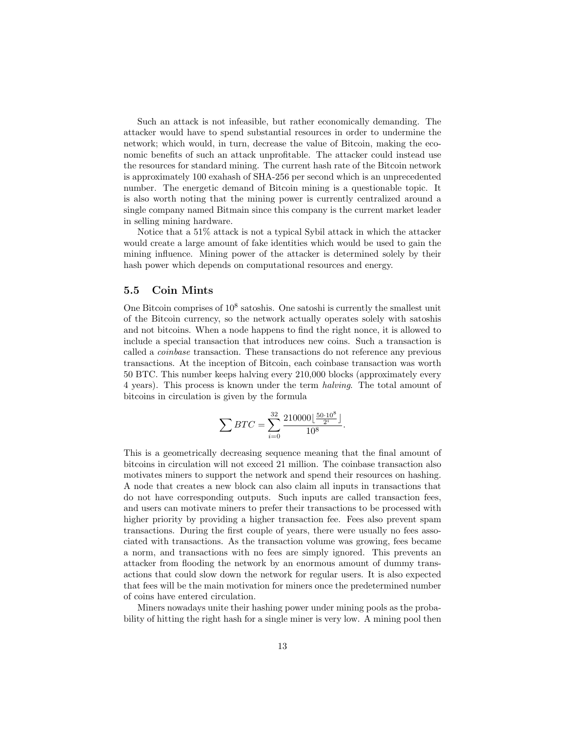Such an attack is not infeasible, but rather economically demanding. The attacker would have to spend substantial resources in order to undermine the network; which would, in turn, decrease the value of Bitcoin, making the economic benefits of such an attack unprofitable. The attacker could instead use the resources for standard mining. The current hash rate of the Bitcoin network is approximately 100 exahash of SHA-256 per second which is an unprecedented number. The energetic demand of Bitcoin mining is a questionable topic. It is also worth noting that the mining power is currently centralized around a single company named Bitmain since this company is the current market leader in selling mining hardware.

Notice that a 51% attack is not a typical Sybil attack in which the attacker would create a large amount of fake identities which would be used to gain the mining influence. Mining power of the attacker is determined solely by their hash power which depends on computational resources and energy.

### 5.5 Coin Mints

One Bitcoin comprises of $10^8$ satoshis. One satoshi is currently the smallest unit of the Bitcoin currency, so the network actually operates solely with satoshis and not bitcoins. When a node happens to find the right nonce, it is allowed to include a special transaction that introduces new coins. Such a transaction is called a *coinbase* transaction. These transactions do not reference any previous transactions. At the inception of Bitcoin, each coinbase transaction was worth 50 BTC. This number keeps halving every 210,000 blocks (approximately every 4 years). This process is known under the term *halving*. The total amount of bitcoins in circulation is given by the formula

$$\sum BTC = \sum_{i=0}^{32} \frac{210000 \lfloor \frac{50 \cdot 10^8}{2^i} \rfloor}{10^8}.$$

This is a geometrically decreasing sequence meaning that the final amount of bitcoins in circulation will not exceed 21 million. The coinbase transaction also motivates miners to support the network and spend their resources on hashing. A node that creates a new block can also claim all inputs in transactions that do not have corresponding outputs. Such inputs are called transaction fees, and users can motivate miners to prefer their transactions to be processed with higher priority by providing a higher transaction fee. Fees also prevent spam transactions. During the first couple of years, there were usually no fees associated with transactions. As the transaction volume was growing, fees became a norm, and transactions with no fees are simply ignored. This prevents an attacker from flooding the network by an enormous amount of dummy transactions that could slow down the network for regular users. It is also expected that fees will be the main motivation for miners once the predetermined number of coins have entered circulation.

Miners nowadays unite their hashing power under mining pools as the probability of hitting the right hash for a single miner is very low. A mining pool then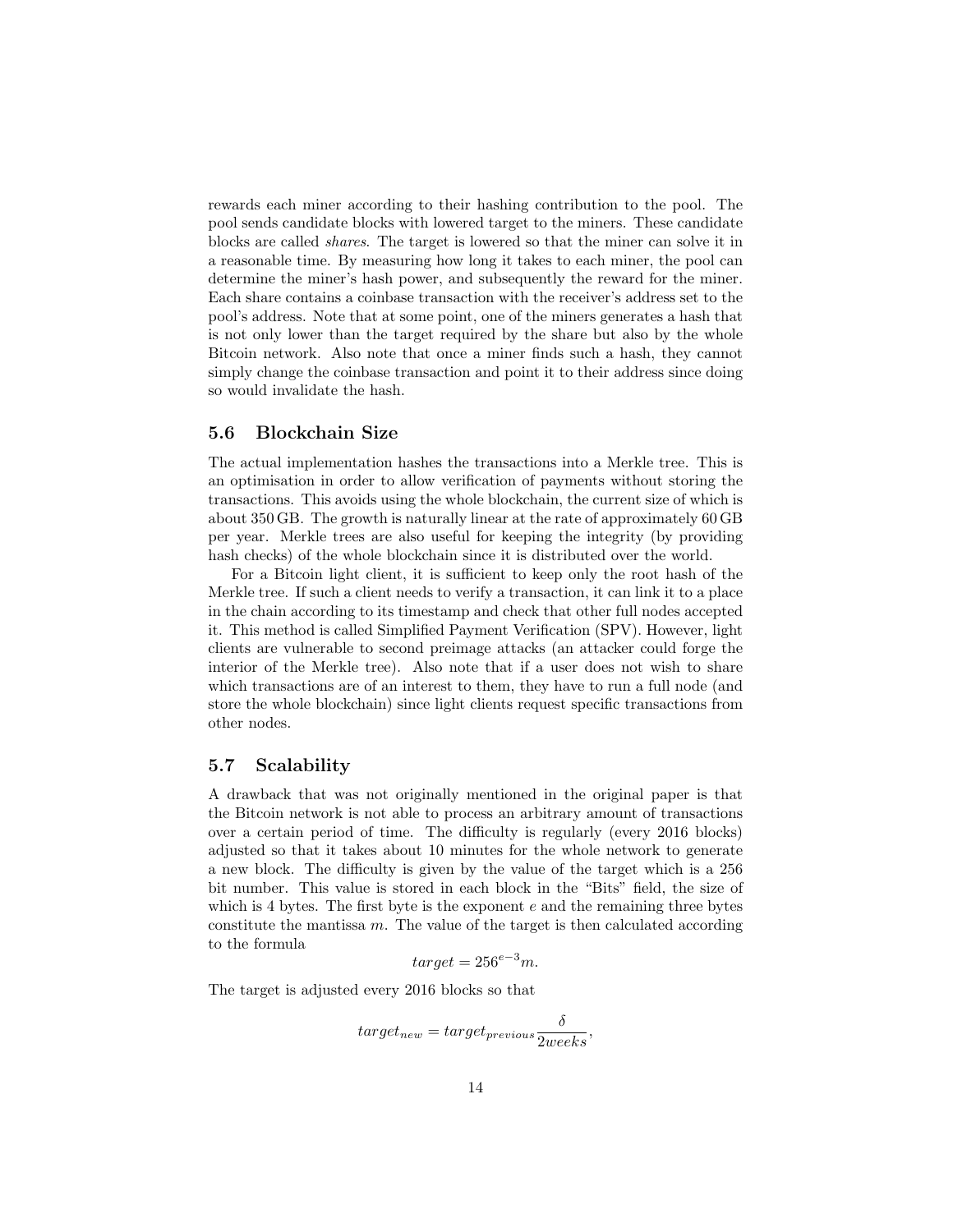rewards each miner according to their hashing contribution to the pool. The pool sends candidate blocks with lowered target to the miners. These candidate blocks are called *shares*. The target is lowered so that the miner can solve it in a reasonable time. By measuring how long it takes to each miner, the pool can determine the miner's hash power, and subsequently the reward for the miner. Each share contains a coinbase transaction with the receiver's address set to the pool's address. Note that at some point, one of the miners generates a hash that is not only lower than the target required by the share but also by the whole Bitcoin network. Also note that once a miner finds such a hash, they cannot simply change the coinbase transaction and point it to their address since doing so would invalidate the hash.

### 5.6 Blockchain Size

The actual implementation hashes the transactions into a Merkle tree. This is an optimisation in order to allow verification of payments without storing the transactions. This avoids using the whole blockchain, the current size of which is about 350 GB. The growth is naturally linear at the rate of approximately 60 GB per year. Merkle trees are also useful for keeping the integrity (by providing hash checks) of the whole blockchain since it is distributed over the world.

For a Bitcoin light client, it is sufficient to keep only the root hash of the Merkle tree. If such a client needs to verify a transaction, it can link it to a place in the chain according to its timestamp and check that other full nodes accepted it. This method is called Simplified Payment Verification (SPV). However, light clients are vulnerable to second preimage attacks (an attacker could forge the interior of the Merkle tree). Also note that if a user does not wish to share which transactions are of an interest to them, they have to run a full node (and store the whole blockchain) since light clients request specific transactions from other nodes.

### 5.7 Scalability

A drawback that was not originally mentioned in the original paper is that the Bitcoin network is not able to process an arbitrary amount of transactions over a certain period of time. The difficulty is regularly (every 2016 blocks) adjusted so that it takes about 10 minutes for the whole network to generate a new block. The difficulty is given by the value of the target which is a 256 bit number. This value is stored in each block in the "Bits" field, the size of which is 4 bytes. The first byte is the exponent $e$ and the remaining three bytes constitute the mantissa $m$. The value of the target is then calculated according to the formula

$$target = 256^{e-3}m.$$

The target is adjusted every 2016 blocks so that

$$target_{new} = target_{previous}\frac{\delta}{2weeks},$$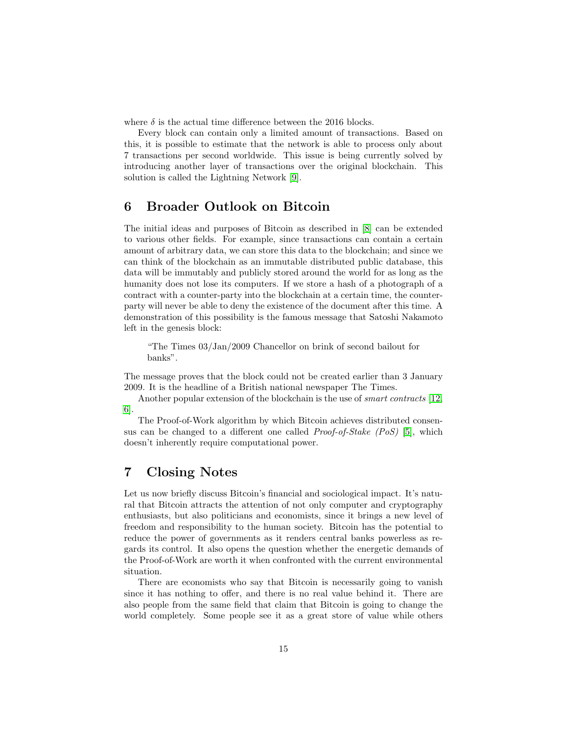where $\delta$ is the actual time difference between the 2016 blocks.

Every block can contain only a limited amount of transactions. Based on this, it is possible to estimate that the network is able to process only about 7 transactions per second worldwide. This issue is being currently solved by introducing another layer of transactions over the original blockchain. This solution is called the Lightning Network [9].

## 6 Broader Outlook on Bitcoin

The initial ideas and purposes of Bitcoin as described in [8] can be extended to various other fields. For example, since transactions can contain a certain amount of arbitrary data, we can store this data to the blockchain; and since we can think of the blockchain as an immutable distributed public database, this data will be immutably and publicly stored around the world for as long as the humanity does not lose its computers. If we store a hash of a photograph of a contract with a counter-party into the blockchain at a certain time, the counter-party will never be able to deny the existence of the document after this time. A demonstration of this possibility is the famous message that Satoshi Nakamoto left in the genesis block:

> "The Times 03/Jan/2009 Chancellor on brink of second bailout for banks".

The message proves that the block could not be created earlier than 3 January 2009. It is the headline of a British national newspaper The Times.

Another popular extension of the blockchain is the use of *smart contracts* [12, 6].

The Proof-of-Work algorithm by which Bitcoin achieves distributed consensus can be changed to a different one called *Proof-of-Stake (PoS)* [5], which doesn't inherently require computational power.

## 7 Closing Notes

Let us now briefly discuss Bitcoin's financial and sociological impact. It's natural that Bitcoin attracts the attention of not only computer and cryptography enthusiasts, but also politicians and economists, since it brings a new level of freedom and responsibility to the human society. Bitcoin has the potential to reduce the power of governments as it renders central banks powerless as regards its control. It also opens the question whether the energetic demands of the Proof-of-Work are worth it when confronted with the current environmental situation.

There are economists who say that Bitcoin is necessarily going to vanish since it has nothing to offer, and there is no real value behind it. There are also people from the same field that claim that Bitcoin is going to change the world completely. Some people see it as a great store of value while others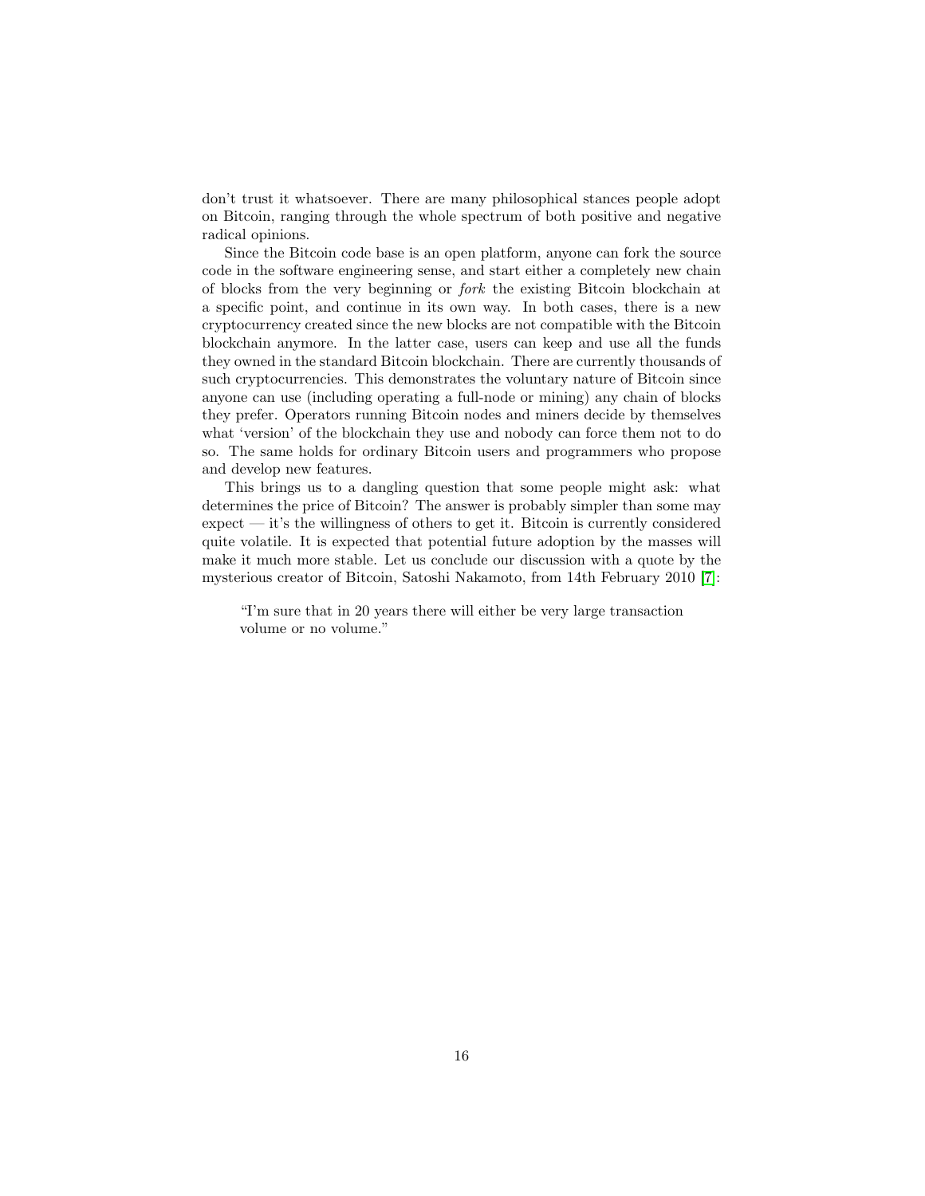don't trust it whatsoever. There are many philosophical stances people adopt on Bitcoin, ranging through the whole spectrum of both positive and negative radical opinions.

Since the Bitcoin code base is an open platform, anyone can fork the source code in the software engineering sense, and start either a completely new chain of blocks from the very beginning or *fork* the existing Bitcoin blockchain at a specific point, and continue in its own way. In both cases, there is a new cryptocurrency created since the new blocks are not compatible with the Bitcoin blockchain anymore. In the latter case, users can keep and use all the funds they owned in the standard Bitcoin blockchain. There are currently thousands of such cryptocurrencies. This demonstrates the voluntary nature of Bitcoin since anyone can use (including operating a full-node or mining) any chain of blocks they prefer. Operators running Bitcoin nodes and miners decide by themselves what 'version' of the blockchain they use and nobody can force them not to do so. The same holds for ordinary Bitcoin users and programmers who propose and develop new features.

This brings us to a dangling question that some people might ask: what determines the price of Bitcoin? The answer is probably simpler than some may expect — it's the willingness of others to get it. Bitcoin is currently considered quite volatile. It is expected that potential future adoption by the masses will make it much more stable. Let us conclude our discussion with a quote by the mysterious creator of Bitcoin, Satoshi Nakamoto, from 14th February 2010 [7]:

> "I'm sure that in 20 years there will either be very large transaction volume or no volume."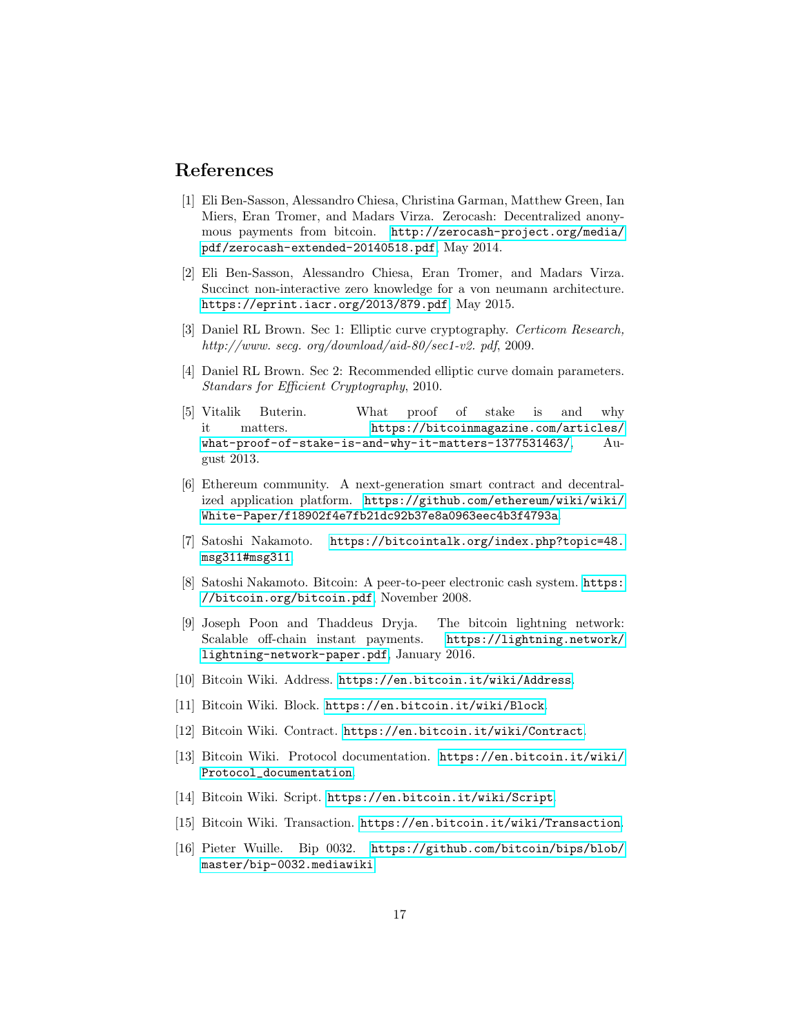# References

[1] Eli Ben-Sasson, Alessandro Chiesa, Christina Garman, Matthew Green, Ian Miers, Eran Tromer, and Madars Virza. Zerocash: Decentralized anonymous payments from bitcoin. http://zerocash-project.org/media/pdf/zerocash-extended-20140518.pdf, May 2014.

[2] Eli Ben-Sasson, Alessandro Chiesa, Eran Tromer, and Madars Virza. Succinct non-interactive zero knowledge for a von neumann architecture. https://eprint.iacr.org/2013/879.pdf, May 2015.

[3] Daniel RL Brown. Sec 1: Elliptic curve cryptography. *Certicom Research, http://www. secg. org/download/aid-80/sec1-v2. pdf*, 2009.

[4] Daniel RL Brown. Sec 2: Recommended elliptic curve domain parameters. *Standars for Efficient Cryptography*, 2010.

[5] Vitalik Buterin. What proof of stake is and why it matters. https://bitcoinmagazine.com/articles/what-proof-of-stake-is-and-why-it-matters-1377531463/, August 2013.

[6] Ethereum community. A next-generation smart contract and decentralized application platform. https://github.com/ethereum/wiki/wiki/White-Paper/f18902f4e7fb21dc92b37e8a0963eec4b3f4793a.

[7] Satoshi Nakamoto. https://bitcointalk.org/index.php?topic=48.msg311#msg311.

[8] Satoshi Nakamoto. Bitcoin: A peer-to-peer electronic cash system. https://bitcoin.org/bitcoin.pdf, November 2008.

[9] Joseph Poon and Thaddeus Dryja. The bitcoin lightning network: Scalable off-chain instant payments. https://lightning.network/lightning-network-paper.pdf, January 2016.

[10] Bitcoin Wiki. Address. https://en.bitcoin.it/wiki/Address.

[11] Bitcoin Wiki. Block. https://en.bitcoin.it/wiki/Block.

[12] Bitcoin Wiki. Contract. https://en.bitcoin.it/wiki/Contract.

[13] Bitcoin Wiki. Protocol documentation. https://en.bitcoin.it/wiki/Protocol_documentation.

[14] Bitcoin Wiki. Script. https://en.bitcoin.it/wiki/Script.

[15] Bitcoin Wiki. Transaction. https://en.bitcoin.it/wiki/Transaction.

[16] Pieter Wuille. Bip 0032. https://github.com/bitcoin/bips/blob/master/bip-0032.mediawiki.